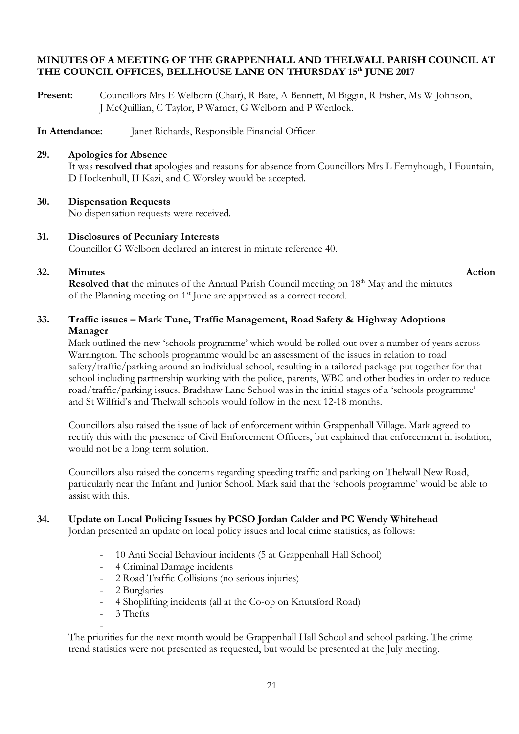**MINUTES OF A MEETING OF THE GRAPPENHALL AND THELWALL PARISH COUNCIL AT THE COUNCIL OFFICES, BELLHOUSE LANE ON THURSDAY 15th JUNE 2017**

**Present:** Councillors Mrs E Welborn (Chair), R Bate, A Bennett, M Biggin, R Fisher, Ms W Johnson, J McQuillian, C Taylor, P Warner, G Welborn and P Wenlock.

**In Attendance:** Janet Richards, Responsible Financial Officer.

**29. Apologies for Absence**

It was **resolved that** apologies and reasons for absence from Councillors Mrs L Fernyhough, I Fountain, D Hockenhull, H Kazi, and C Worsley would be accepted.

**30. Dispensation Requests**

No dispensation requests were received.

**31. Disclosures of Pecuniary Interests**

Councillor G Welborn declared an interest in minute reference 40.

**32. Minutes** **Action**

**Resolved that** the minutes of the Annual Parish Council meeting on 18th May and the minutes of the Planning meeting on 1st June are approved as a correct record.

**33. Traffic issues – Mark Tune, Traffic Management, Road Safety & Highway Adoptions Manager**

Mark outlined the new 'schools programme' which would be rolled out over a number of years across Warrington. The schools programme would be an assessment of the issues in relation to road safety/traffic/parking around an individual school, resulting in a tailored package put together for that school including partnership working with the police, parents, WBC and other bodies in order to reduce road/traffic/parking issues. Bradshaw Lane School was in the initial stages of a 'schools programme' and St Wilfrid's and Thelwall schools would follow in the next 12-18 months.

Councillors also raised the issue of lack of enforcement within Grappenhall Village. Mark agreed to rectify this with the presence of Civil Enforcement Officers, but explained that enforcement in isolation, would not be a long term solution.

Councillors also raised the concerns regarding speeding traffic and parking on Thelwall New Road, particularly near the Infant and Junior School. Mark said that the 'schools programme' would be able to assist with this.

**34. Update on Local Policing Issues by PCSO Jordan Calder and PC Wendy Whitehead**

Jordan presented an update on local policy issues and local crime statistics, as follows:

- 10 Anti Social Behaviour incidents (5 at Grappenhall Hall School)
- 4 Criminal Damage incidents
- 2 Road Traffic Collisions (no serious injuries)
- 2 Burglaries
- 4 Shoplifting incidents (all at the Co-op on Knutsford Road)
- 3 Thefts

The priorities for the next month would be Grappenhall Hall School and school parking. The crime trend statistics were not presented as requested, but would be presented at the July meeting.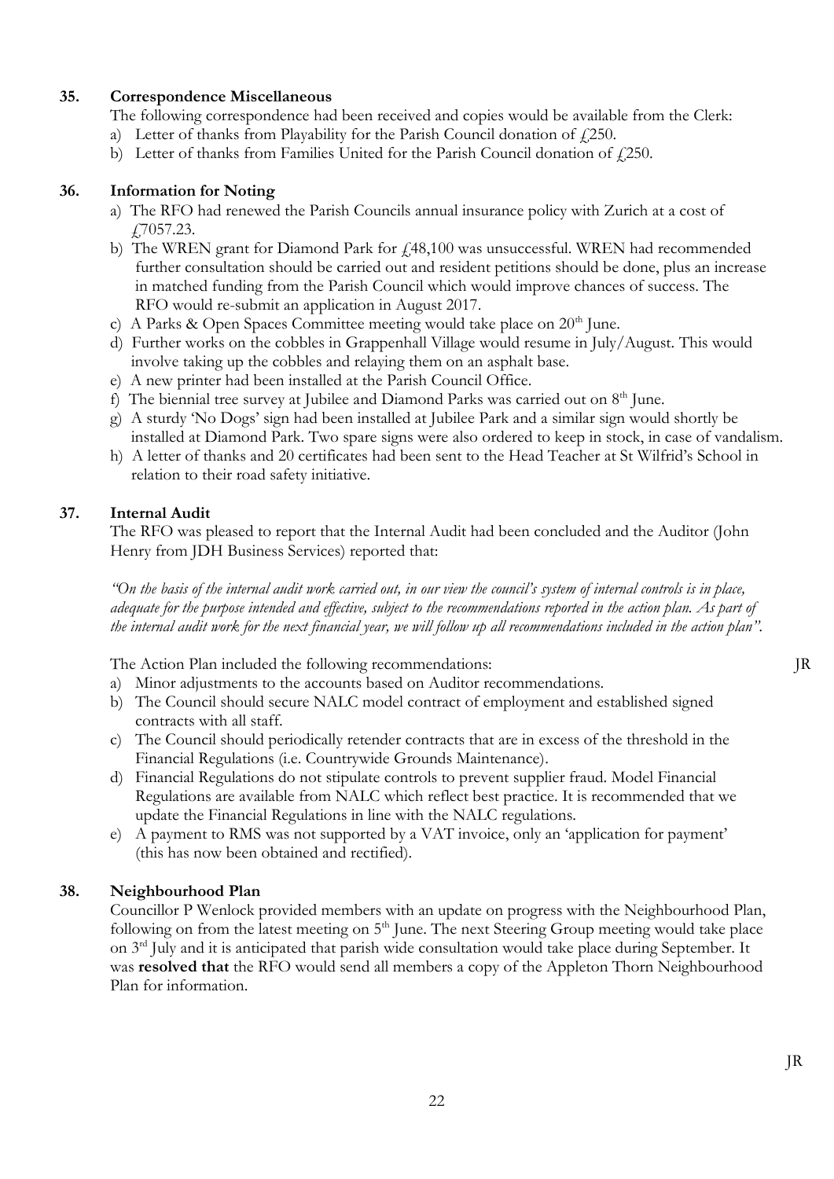## 35. Correspondence Miscellaneous

The following correspondence had been received and copies would be available from the Clerk:

a) Letter of thanks from Playability for the Parish Council donation of £250.
b) Letter of thanks from Families United for the Parish Council donation of £250.

## 36. Information for Noting

a) The RFO had renewed the Parish Councils annual insurance policy with Zurich at a cost of £7057.23.
b) The WREN grant for Diamond Park for £48,100 was unsuccessful. WREN had recommended further consultation should be carried out and resident petitions should be done, plus an increase in matched funding from the Parish Council which would improve chances of success. The RFO would re-submit an application in August 2017.
c) A Parks & Open Spaces Committee meeting would take place on 20th June.
d) Further works on the cobbles in Grappenhall Village would resume in July/August. This would involve taking up the cobbles and relaying them on an asphalt base.
e) A new printer had been installed at the Parish Council Office.
f) The biennial tree survey at Jubilee and Diamond Parks was carried out on 8th June.
g) A sturdy 'No Dogs' sign had been installed at Jubilee Park and a similar sign would shortly be installed at Diamond Park. Two spare signs were also ordered to keep in stock, in case of vandalism.
h) A letter of thanks and 20 certificates had been sent to the Head Teacher at St Wilfrid's School in relation to their road safety initiative.

## 37. Internal Audit

The RFO was pleased to report that the Internal Audit had been concluded and the Auditor (John Henry from JDH Business Services) reported that:

*"On the basis of the internal audit work carried out, in our view the council's system of internal controls is in place, adequate for the purpose intended and effective, subject to the recommendations reported in the action plan. As part of the internal audit work for the next financial year, we will follow up all recommendations included in the action plan".*

The Action Plan included the following recommendations: JR

a) Minor adjustments to the accounts based on Auditor recommendations.
b) The Council should secure NALC model contract of employment and established signed contracts with all staff.
c) The Council should periodically retender contracts that are in excess of the threshold in the Financial Regulations (i.e. Countrywide Grounds Maintenance).
d) Financial Regulations do not stipulate controls to prevent supplier fraud. Model Financial Regulations are available from NALC which reflect best practice. It is recommended that we update the Financial Regulations in line with the NALC regulations.
e) A payment to RMS was not supported by a VAT invoice, only an 'application for payment' (this has now been obtained and rectified).

## 38. Neighbourhood Plan

Councillor P Wenlock provided members with an update on progress with the Neighbourhood Plan, following on from the latest meeting on 5th June. The next Steering Group meeting would take place on 3rd July and it is anticipated that parish wide consultation would take place during September. It was **resolved that** the RFO would send all members a copy of the Appleton Thorn Neighbourhood Plan for information.

JR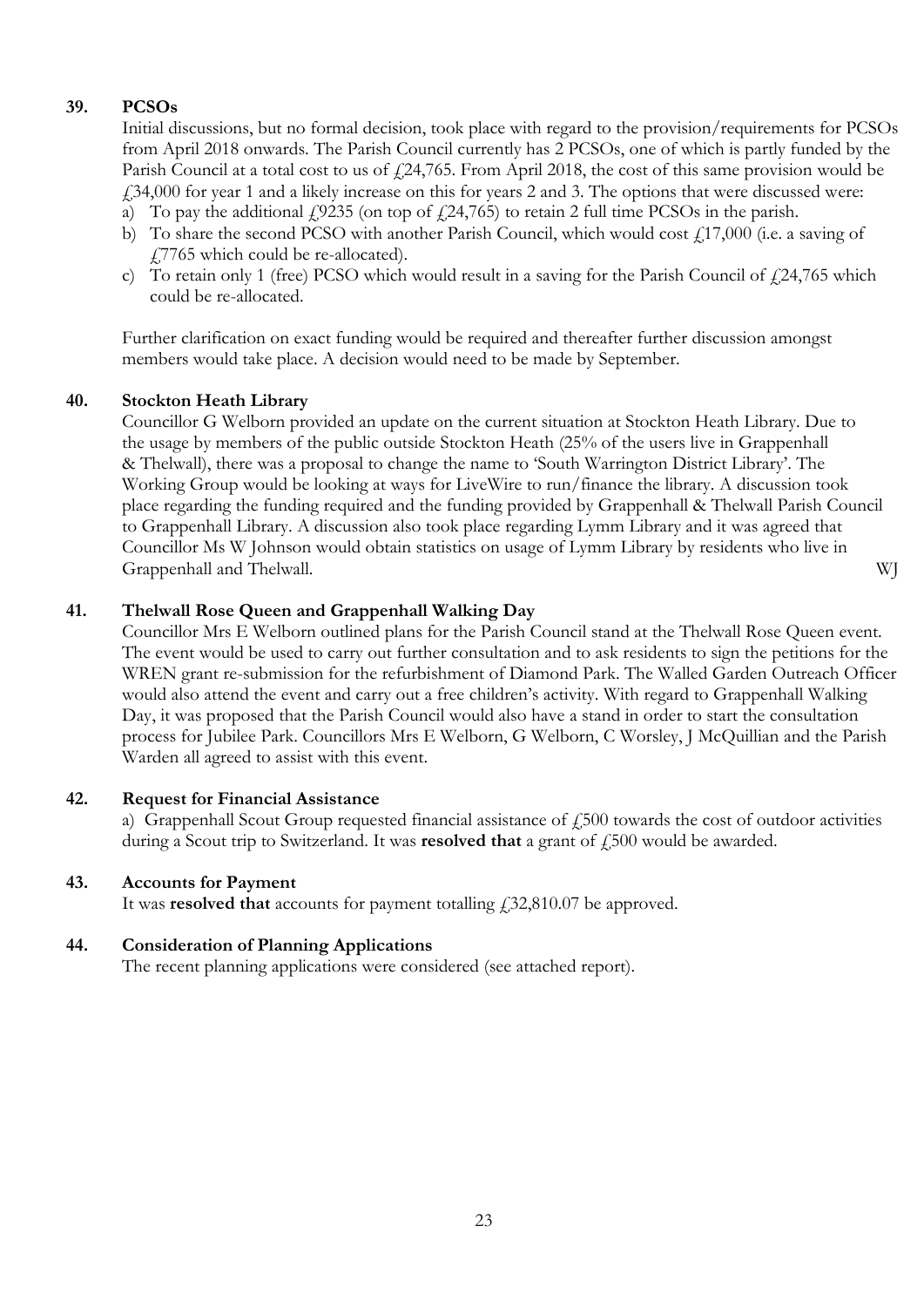### 39. PCSOs

Initial discussions, but no formal decision, took place with regard to the provision/requirements for PCSOs from April 2018 onwards. The Parish Council currently has 2 PCSOs, one of which is partly funded by the Parish Council at a total cost to us of £24,765. From April 2018, the cost of this same provision would be £34,000 for year 1 and a likely increase on this for years 2 and 3. The options that were discussed were:

a) To pay the additional £9235 (on top of £24,765) to retain 2 full time PCSOs in the parish.
b) To share the second PCSO with another Parish Council, which would cost £17,000 (i.e. a saving of £7765 which could be re-allocated).
c) To retain only 1 (free) PCSO which would result in a saving for the Parish Council of £24,765 which could be re-allocated.

Further clarification on exact funding would be required and thereafter further discussion amongst members would take place. A decision would need to be made by September.

### 40. Stockton Heath Library

Councillor G Welborn provided an update on the current situation at Stockton Heath Library. Due to the usage by members of the public outside Stockton Heath (25% of the users live in Grappenhall & Thelwall), there was a proposal to change the name to 'South Warrington District Library'. The Working Group would be looking at ways for LiveWire to run/finance the library. A discussion took place regarding the funding required and the funding provided by Grappenhall & Thelwall Parish Council to Grappenhall Library. A discussion also took place regarding Lymm Library and it was agreed that Councillor Ms W Johnson would obtain statistics on usage of Lymm Library by residents who live in Grappenhall and Thelwall. **WJ**

### 41. Thelwall Rose Queen and Grappenhall Walking Day

Councillor Mrs E Welborn outlined plans for the Parish Council stand at the Thelwall Rose Queen event. The event would be used to carry out further consultation and to ask residents to sign the petitions for the WREN grant re-submission for the refurbishment of Diamond Park. The Walled Garden Outreach Officer would also attend the event and carry out a free children's activity. With regard to Grappenhall Walking Day, it was proposed that the Parish Council would also have a stand in order to start the consultation process for Jubilee Park. Councillors Mrs E Welborn, G Welborn, C Worsley, J McQuillian and the Parish Warden all agreed to assist with this event.

### 42. Request for Financial Assistance

a) Grappenhall Scout Group requested financial assistance of £500 towards the cost of outdoor activities during a Scout trip to Switzerland. It was **resolved that** a grant of £500 would be awarded.

### 43. Accounts for Payment

It was **resolved that** accounts for payment totalling £32,810.07 be approved.

### 44. Consideration of Planning Applications

The recent planning applications were considered (see attached report).